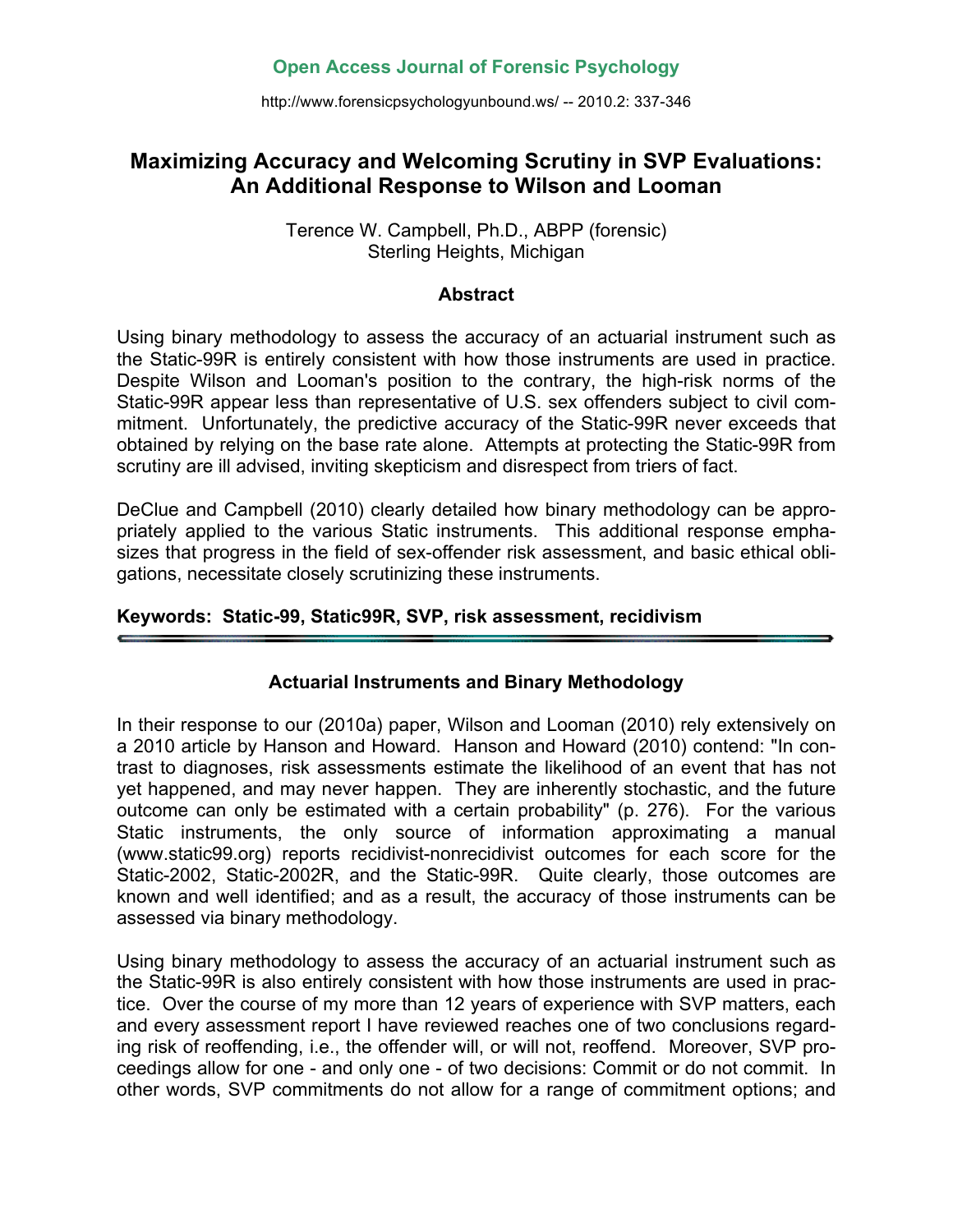# Maximizing Accuracy and Welcoming Scrutiny in SVP Evaluations: An Additional Response to Wilson and Looman

Terence W. Campbell, Ph.D., ABPP (forensic)
Sterling Heights, Michigan

## Abstract

Using binary methodology to assess the accuracy of an actuarial instrument such as the Static-99R is entirely consistent with how those instruments are used in practice. Despite Wilson and Looman's position to the contrary, the high-risk norms of the Static-99R appear less than representative of U.S. sex offenders subject to civil commitment. Unfortunately, the predictive accuracy of the Static-99R never exceeds that obtained by relying on the base rate alone. Attempts at protecting the Static-99R from scrutiny are ill advised, inviting skepticism and disrespect from triers of fact.

DeClue and Campbell (2010) clearly detailed how binary methodology can be appropriately applied to the various Static instruments. This additional response emphasizes that progress in the field of sex-offender risk assessment, and basic ethical obligations, necessitate closely scrutinizing these instruments.

**Keywords: Static-99, Static99R, SVP, risk assessment, recidivism**

---

## Actuarial Instruments and Binary Methodology

In their response to our (2010a) paper, Wilson and Looman (2010) rely extensively on a 2010 article by Hanson and Howard. Hanson and Howard (2010) contend: "In contrast to diagnoses, risk assessments estimate the likelihood of an event that has not yet happened, and may never happen. They are inherently stochastic, and the future outcome can only be estimated with a certain probability" (p. 276). For the various Static instruments, the only source of information approximating a manual (www.static99.org) reports recidivist-nonrecidivist outcomes for each score for the Static-2002, Static-2002R, and the Static-99R. Quite clearly, those outcomes are known and well identified; and as a result, the accuracy of those instruments can be assessed via binary methodology.

Using binary methodology to assess the accuracy of an actuarial instrument such as the Static-99R is also entirely consistent with how those instruments are used in practice. Over the course of my more than 12 years of experience with SVP matters, each and every assessment report I have reviewed reaches one of two conclusions regarding risk of reoffending, i.e., the offender will, or will not, reoffend. Moreover, SVP proceedings allow for one - and only one - of two decisions: Commit or do not commit. In other words, SVP commitments do not allow for a range of commitment options; and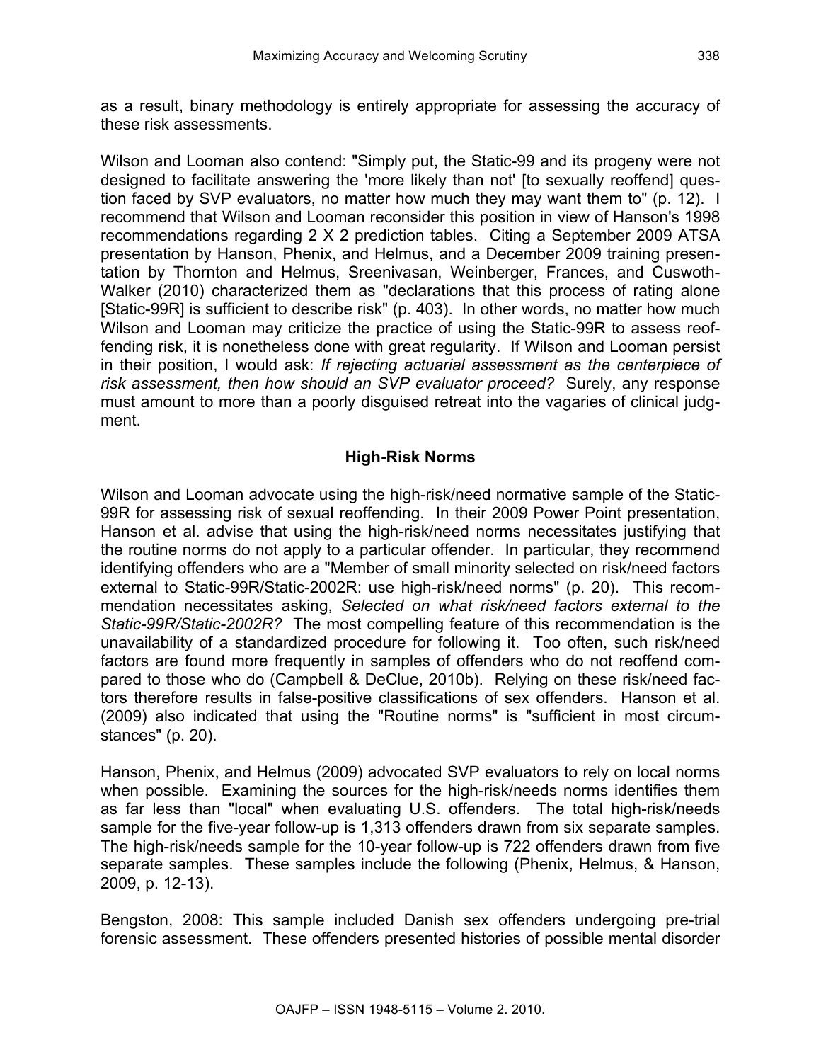as a result, binary methodology is entirely appropriate for assessing the accuracy of these risk assessments.

Wilson and Looman also contend: "Simply put, the Static-99 and its progeny were not designed to facilitate answering the 'more likely than not' [to sexually reoffend] question faced by SVP evaluators, no matter how much they may want them to" (p. 12). I recommend that Wilson and Looman reconsider this position in view of Hanson's 1998 recommendations regarding 2 X 2 prediction tables. Citing a September 2009 ATSA presentation by Hanson, Phenix, and Helmus, and a December 2009 training presentation by Thornton and Helmus, Sreenivasan, Weinberger, Frances, and Cuswoth-Walker (2010) characterized them as "declarations that this process of rating alone [Static-99R] is sufficient to describe risk" (p. 403). In other words, no matter how much Wilson and Looman may criticize the practice of using the Static-99R to assess reoffending risk, it is nonetheless done with great regularity. If Wilson and Looman persist in their position, I would ask: *If rejecting actuarial assessment as the centerpiece of risk assessment, then how should an SVP evaluator proceed?* Surely, any response must amount to more than a poorly disguised retreat into the vagaries of clinical judgment.

## High-Risk Norms

Wilson and Looman advocate using the high-risk/need normative sample of the Static-99R for assessing risk of sexual reoffending. In their 2009 Power Point presentation, Hanson et al. advise that using the high-risk/need norms necessitates justifying that the routine norms do not apply to a particular offender. In particular, they recommend identifying offenders who are a "Member of small minority selected on risk/need factors external to Static-99R/Static-2002R: use high-risk/need norms" (p. 20). This recommendation necessitates asking, *Selected on what risk/need factors external to the Static-99R/Static-2002R?* The most compelling feature of this recommendation is the unavailability of a standardized procedure for following it. Too often, such risk/need factors are found more frequently in samples of offenders who do not reoffend compared to those who do (Campbell & DeClue, 2010b). Relying on these risk/need factors therefore results in false-positive classifications of sex offenders. Hanson et al. (2009) also indicated that using the "Routine norms" is "sufficient in most circumstances" (p. 20).

Hanson, Phenix, and Helmus (2009) advocated SVP evaluators to rely on local norms when possible. Examining the sources for the high-risk/needs norms identifies them as far less than "local" when evaluating U.S. offenders. The total high-risk/needs sample for the five-year follow-up is 1,313 offenders drawn from six separate samples. The high-risk/needs sample for the 10-year follow-up is 722 offenders drawn from five separate samples. These samples include the following (Phenix, Helmus, & Hanson, 2009, p. 12-13).

Bengston, 2008: This sample included Danish sex offenders undergoing pre-trial forensic assessment. These offenders presented histories of possible mental disorder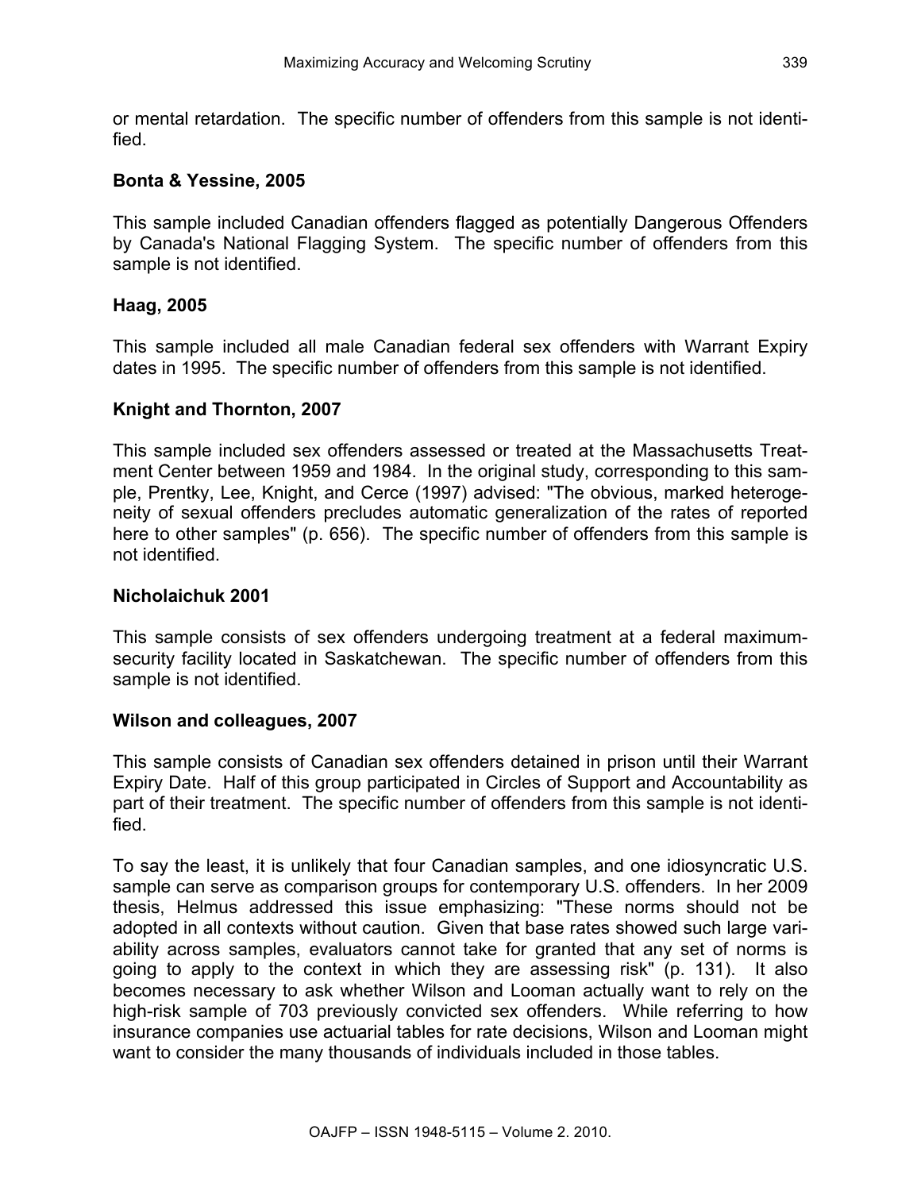or mental retardation. The specific number of offenders from this sample is not identified.

### Bonta & Yessine, 2005

This sample included Canadian offenders flagged as potentially Dangerous Offenders by Canada's National Flagging System. The specific number of offenders from this sample is not identified.

### Haag, 2005

This sample included all male Canadian federal sex offenders with Warrant Expiry dates in 1995. The specific number of offenders from this sample is not identified.

### Knight and Thornton, 2007

This sample included sex offenders assessed or treated at the Massachusetts Treatment Center between 1959 and 1984. In the original study, corresponding to this sample, Prentky, Lee, Knight, and Cerce (1997) advised: "The obvious, marked heterogeneity of sexual offenders precludes automatic generalization of the rates of reported here to other samples" (p. 656). The specific number of offenders from this sample is not identified.

### Nicholaichuk 2001

This sample consists of sex offenders undergoing treatment at a federal maximum-security facility located in Saskatchewan. The specific number of offenders from this sample is not identified.

### Wilson and colleagues, 2007

This sample consists of Canadian sex offenders detained in prison until their Warrant Expiry Date. Half of this group participated in Circles of Support and Accountability as part of their treatment. The specific number of offenders from this sample is not identified.

To say the least, it is unlikely that four Canadian samples, and one idiosyncratic U.S. sample can serve as comparison groups for contemporary U.S. offenders. In her 2009 thesis, Helmus addressed this issue emphasizing: "These norms should not be adopted in all contexts without caution. Given that base rates showed such large variability across samples, evaluators cannot take for granted that any set of norms is going to apply to the context in which they are assessing risk" (p. 131). It also becomes necessary to ask whether Wilson and Looman actually want to rely on the high-risk sample of 703 previously convicted sex offenders. While referring to how insurance companies use actuarial tables for rate decisions, Wilson and Looman might want to consider the many thousands of individuals included in those tables.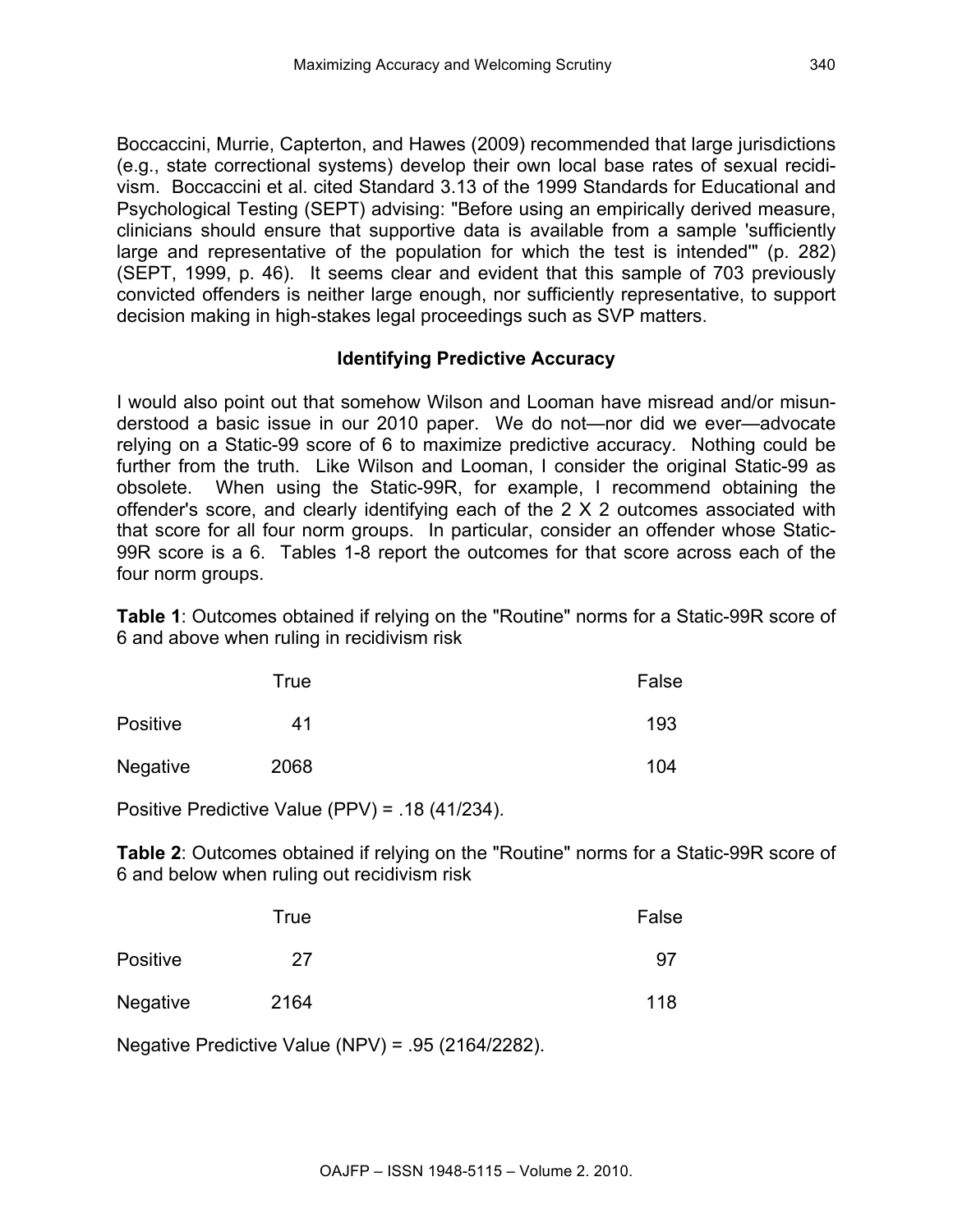Boccaccini, Murrie, Capterton, and Hawes (2009) recommended that large jurisdictions (e.g., state correctional systems) develop their own local base rates of sexual recidivism. Boccaccini et al. cited Standard 3.13 of the 1999 Standards for Educational and Psychological Testing (SEPT) advising: "Before using an empirically derived measure, clinicians should ensure that supportive data is available from a sample 'sufficiently large and representative of the population for which the test is intended'" (p. 282) (SEPT, 1999, p. 46). It seems clear and evident that this sample of 703 previously convicted offenders is neither large enough, nor sufficiently representative, to support decision making in high-stakes legal proceedings such as SVP matters.

## Identifying Predictive Accuracy

I would also point out that somehow Wilson and Looman have misread and/or misunderstood a basic issue in our 2010 paper. We do not—nor did we ever—advocate relying on a Static-99 score of 6 to maximize predictive accuracy. Nothing could be further from the truth. Like Wilson and Looman, I consider the original Static-99 as obsolete. When using the Static-99R, for example, I recommend obtaining the offender's score, and clearly identifying each of the 2 X 2 outcomes associated with that score for all four norm groups. In particular, consider an offender whose Static-99R score is a 6. Tables 1-8 report the outcomes for that score across each of the four norm groups.

**Table 1**: Outcomes obtained if relying on the "Routine" norms for a Static-99R score of 6 and above when ruling in recidivism risk

| | True | False |
|---|---|---|
| Positive | 41 | 193 |
| Negative | 2068 | 104 |

Positive Predictive Value (PPV) = .18 (41/234).

**Table 2**: Outcomes obtained if relying on the "Routine" norms for a Static-99R score of 6 and below when ruling out recidivism risk

| | True | False |
|---|---|---|
| Positive | 27 | 97 |
| Negative | 2164 | 118 |

Negative Predictive Value (NPV) = .95 (2164/2282).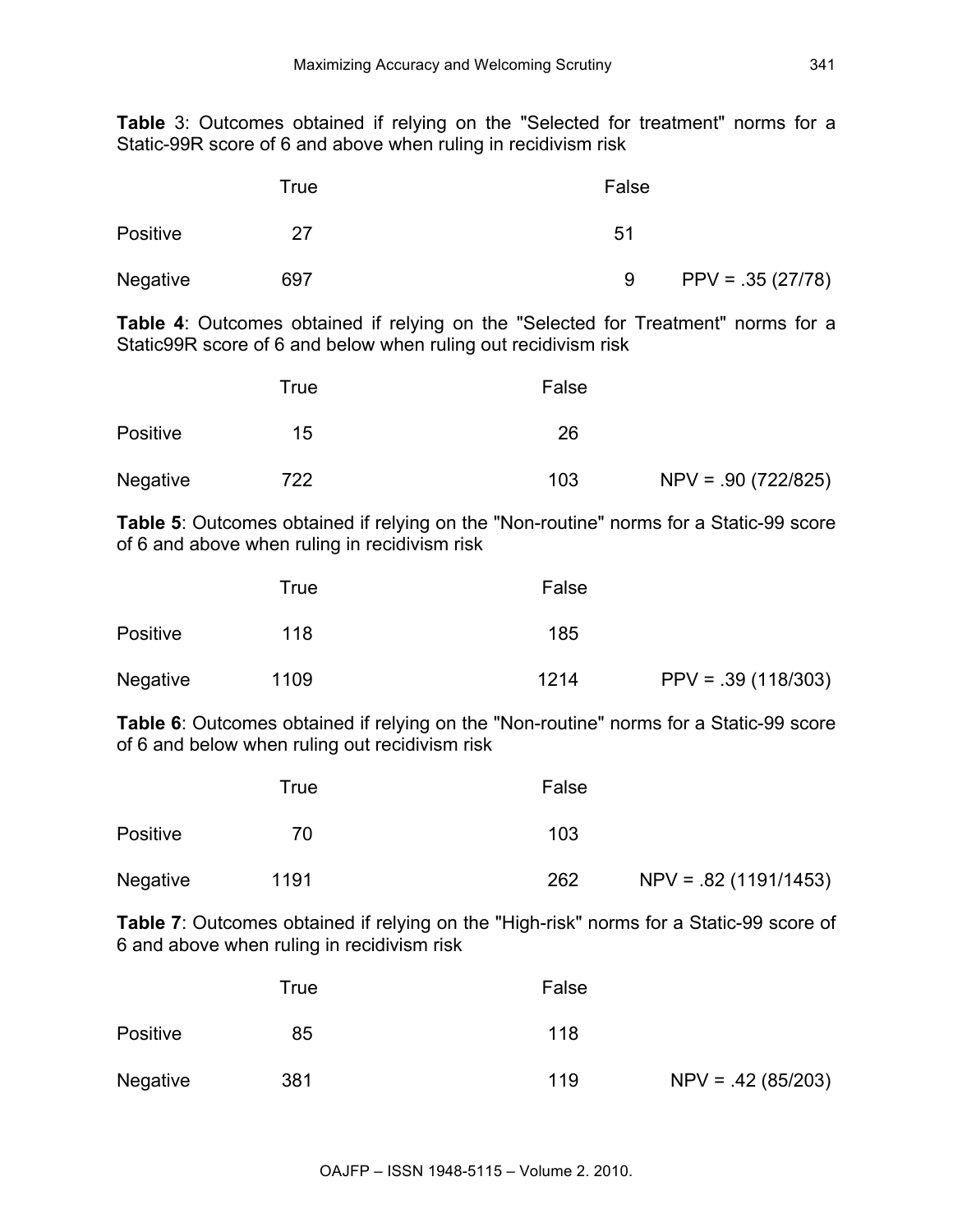**Table** 3: Outcomes obtained if relying on the "Selected for treatment" norms for a Static-99R score of 6 and above when ruling in recidivism risk

| | True | False | |
|---|---|---|---|
| Positive | 27 | 51 | |
| Negative | 697 | 9 | PPV = .35 (27/78) |

**Table 4**: Outcomes obtained if relying on the "Selected for Treatment" norms for a Static99R score of 6 and below when ruling out recidivism risk

| | True | False | |
|---|---|---|---|
| Positive | 15 | 26 | |
| Negative | 722 | 103 | NPV = .90 (722/825) |

**Table 5**: Outcomes obtained if relying on the "Non-routine" norms for a Static-99 score of 6 and above when ruling in recidivism risk

| | True | False | |
|---|---|---|---|
| Positive | 118 | 185 | |
| Negative | 1109 | 1214 | PPV = .39 (118/303) |

**Table 6**: Outcomes obtained if relying on the "Non-routine" norms for a Static-99 score of 6 and below when ruling out recidivism risk

| | True | False | |
|---|---|---|---|
| Positive | 70 | 103 | |
| Negative | 1191 | 262 | NPV = .82 (1191/1453) |

**Table 7**: Outcomes obtained if relying on the "High-risk" norms for a Static-99 score of 6 and above when ruling in recidivism risk

| | True | False | |
|---|---|---|---|
| Positive | 85 | 118 | |
| Negative | 381 | 119 | NPV = .42 (85/203) |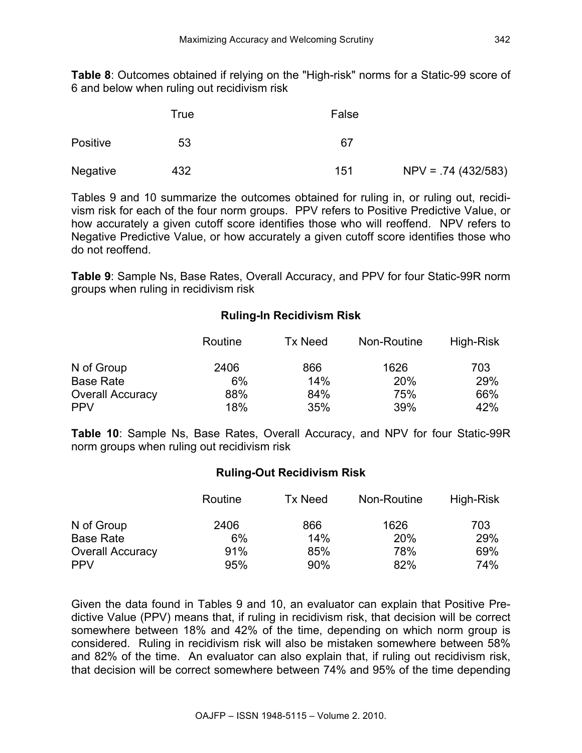**Table 8**: Outcomes obtained if relying on the "High-risk" norms for a Static-99 score of 6 and below when ruling out recidivism risk

| | True | False | |
|---|---|---|---|
| Positive | 53 | 67 | |
| Negative | 432 | 151 | NPV = .74 (432/583) |

Tables 9 and 10 summarize the outcomes obtained for ruling in, or ruling out, recidivism risk for each of the four norm groups. PPV refers to Positive Predictive Value, or how accurately a given cutoff score identifies those who will reoffend. NPV refers to Negative Predictive Value, or how accurately a given cutoff score identifies those who do not reoffend.

**Table 9**: Sample Ns, Base Rates, Overall Accuracy, and PPV for four Static-99R norm groups when ruling in recidivism risk

**Ruling-In Recidivism Risk**

| | Routine | Tx Need | Non-Routine | High-Risk |
|---|---|---|---|---|
| N of Group | 2406 | 866 | 1626 | 703 |
| Base Rate | 6% | 14% | 20% | 29% |
| Overall Accuracy | 88% | 84% | 75% | 66% |
| PPV | 18% | 35% | 39% | 42% |

**Table 10**: Sample Ns, Base Rates, Overall Accuracy, and NPV for four Static-99R norm groups when ruling out recidivism risk

**Ruling-Out Recidivism Risk**

| | Routine | Tx Need | Non-Routine | High-Risk |
|---|---|---|---|---|
| N of Group | 2406 | 866 | 1626 | 703 |
| Base Rate | 6% | 14% | 20% | 29% |
| Overall Accuracy | 91% | 85% | 78% | 69% |
| PPV | 95% | 90% | 82% | 74% |

Given the data found in Tables 9 and 10, an evaluator can explain that Positive Predictive Value (PPV) means that, if ruling in recidivism risk, that decision will be correct somewhere between 18% and 42% of the time, depending on which norm group is considered. Ruling in recidivism risk will also be mistaken somewhere between 58% and 82% of the time. An evaluator can also explain that, if ruling out recidivism risk, that decision will be correct somewhere between 74% and 95% of the time depending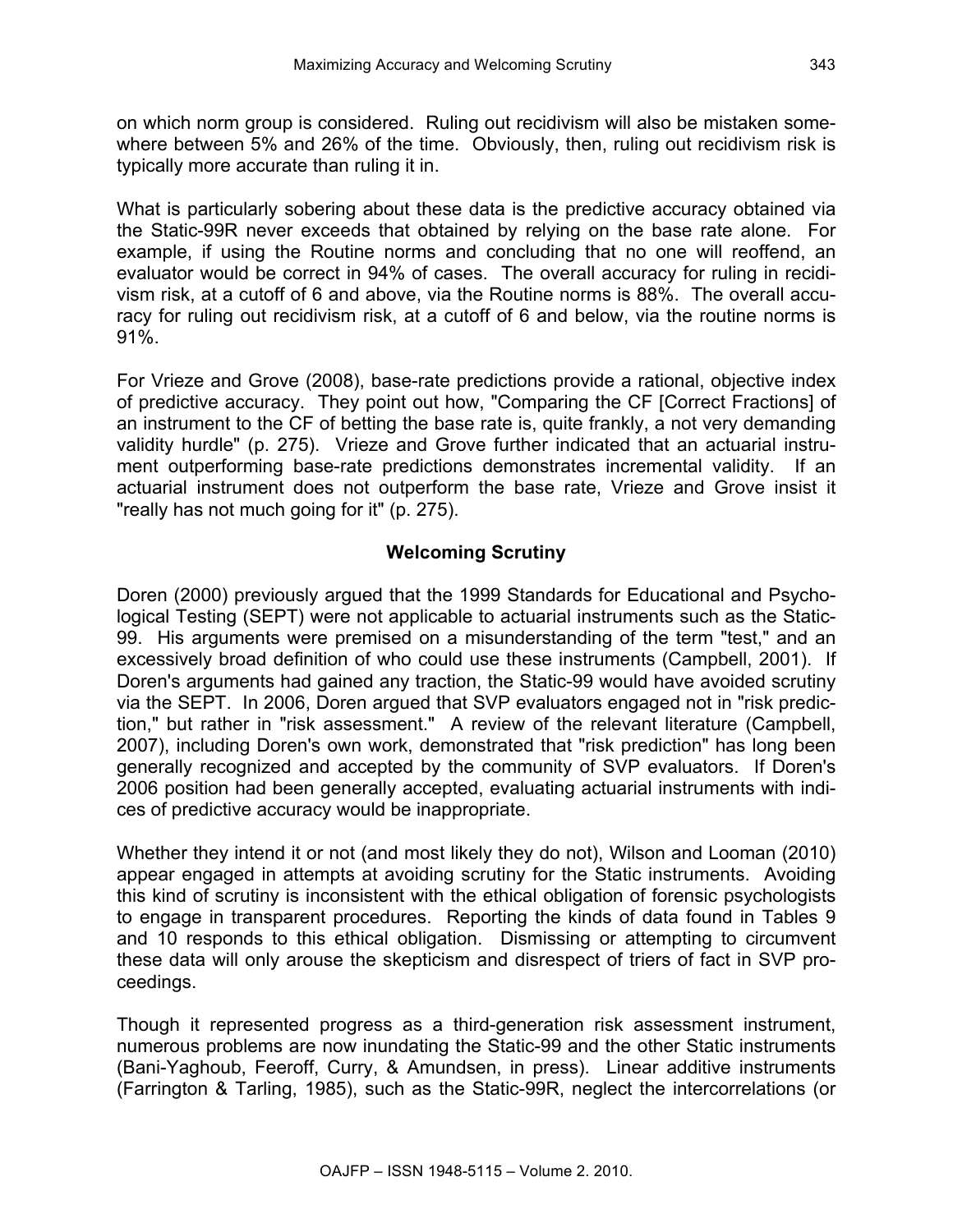on which norm group is considered. Ruling out recidivism will also be mistaken somewhere between 5% and 26% of the time. Obviously, then, ruling out recidivism risk is typically more accurate than ruling it in.

What is particularly sobering about these data is the predictive accuracy obtained via the Static-99R never exceeds that obtained by relying on the base rate alone. For example, if using the Routine norms and concluding that no one will reoffend, an evaluator would be correct in 94% of cases. The overall accuracy for ruling in recidivism risk, at a cutoff of 6 and above, via the Routine norms is 88%. The overall accuracy for ruling out recidivism risk, at a cutoff of 6 and below, via the routine norms is 91%.

For Vrieze and Grove (2008), base-rate predictions provide a rational, objective index of predictive accuracy. They point out how, "Comparing the CF [Correct Fractions] of an instrument to the CF of betting the base rate is, quite frankly, a not very demanding validity hurdle" (p. 275). Vrieze and Grove further indicated that an actuarial instrument outperforming base-rate predictions demonstrates incremental validity. If an actuarial instrument does not outperform the base rate, Vrieze and Grove insist it "really has not much going for it" (p. 275).

## Welcoming Scrutiny

Doren (2000) previously argued that the 1999 Standards for Educational and Psychological Testing (SEPT) were not applicable to actuarial instruments such as the Static-99. His arguments were premised on a misunderstanding of the term "test," and an excessively broad definition of who could use these instruments (Campbell, 2001). If Doren's arguments had gained any traction, the Static-99 would have avoided scrutiny via the SEPT. In 2006, Doren argued that SVP evaluators engaged not in "risk prediction," but rather in "risk assessment." A review of the relevant literature (Campbell, 2007), including Doren's own work, demonstrated that "risk prediction" has long been generally recognized and accepted by the community of SVP evaluators. If Doren's 2006 position had been generally accepted, evaluating actuarial instruments with indices of predictive accuracy would be inappropriate.

Whether they intend it or not (and most likely they do not), Wilson and Looman (2010) appear engaged in attempts at avoiding scrutiny for the Static instruments. Avoiding this kind of scrutiny is inconsistent with the ethical obligation of forensic psychologists to engage in transparent procedures. Reporting the kinds of data found in Tables 9 and 10 responds to this ethical obligation. Dismissing or attempting to circumvent these data will only arouse the skepticism and disrespect of triers of fact in SVP proceedings.

Though it represented progress as a third-generation risk assessment instrument, numerous problems are now inundating the Static-99 and the other Static instruments (Bani-Yaghoub, Feeroff, Curry, & Amundsen, in press). Linear additive instruments (Farrington & Tarling, 1985), such as the Static-99R, neglect the intercorrelations (or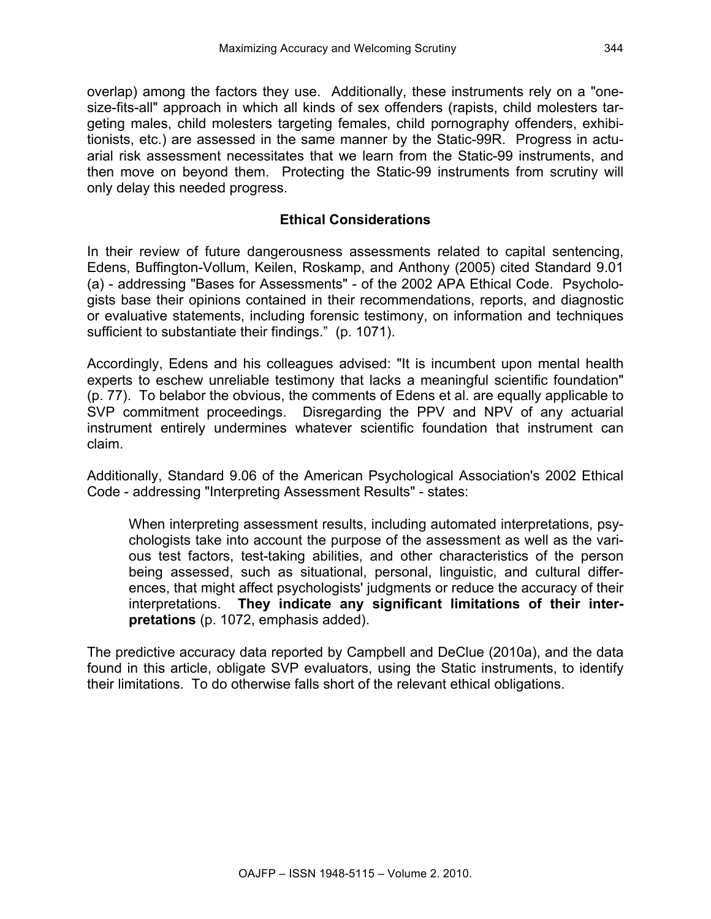overlap) among the factors they use. Additionally, these instruments rely on a "one-size-fits-all" approach in which all kinds of sex offenders (rapists, child molesters targeting males, child molesters targeting females, child pornography offenders, exhibitionists, etc.) are assessed in the same manner by the Static-99R. Progress in actuarial risk assessment necessitates that we learn from the Static-99 instruments, and then move on beyond them. Protecting the Static-99 instruments from scrutiny will only delay this needed progress.

## Ethical Considerations

In their review of future dangerousness assessments related to capital sentencing, Edens, Buffington-Vollum, Keilen, Roskamp, and Anthony (2005) cited Standard 9.01 (a) - addressing "Bases for Assessments" - of the 2002 APA Ethical Code. Psychologists base their opinions contained in their recommendations, reports, and diagnostic or evaluative statements, including forensic testimony, on information and techniques sufficient to substantiate their findings." (p. 1071).

Accordingly, Edens and his colleagues advised: "It is incumbent upon mental health experts to eschew unreliable testimony that lacks a meaningful scientific foundation" (p. 77). To belabor the obvious, the comments of Edens et al. are equally applicable to SVP commitment proceedings. Disregarding the PPV and NPV of any actuarial instrument entirely undermines whatever scientific foundation that instrument can claim.

Additionally, Standard 9.06 of the American Psychological Association's 2002 Ethical Code - addressing "Interpreting Assessment Results" - states:

> When interpreting assessment results, including automated interpretations, psychologists take into account the purpose of the assessment as well as the various test factors, test-taking abilities, and other characteristics of the person being assessed, such as situational, personal, linguistic, and cultural differences, that might affect psychologists' judgments or reduce the accuracy of their interpretations. **They indicate any significant limitations of their interpretations** (p. 1072, emphasis added).

The predictive accuracy data reported by Campbell and DeClue (2010a), and the data found in this article, obligate SVP evaluators, using the Static instruments, to identify their limitations. To do otherwise falls short of the relevant ethical obligations.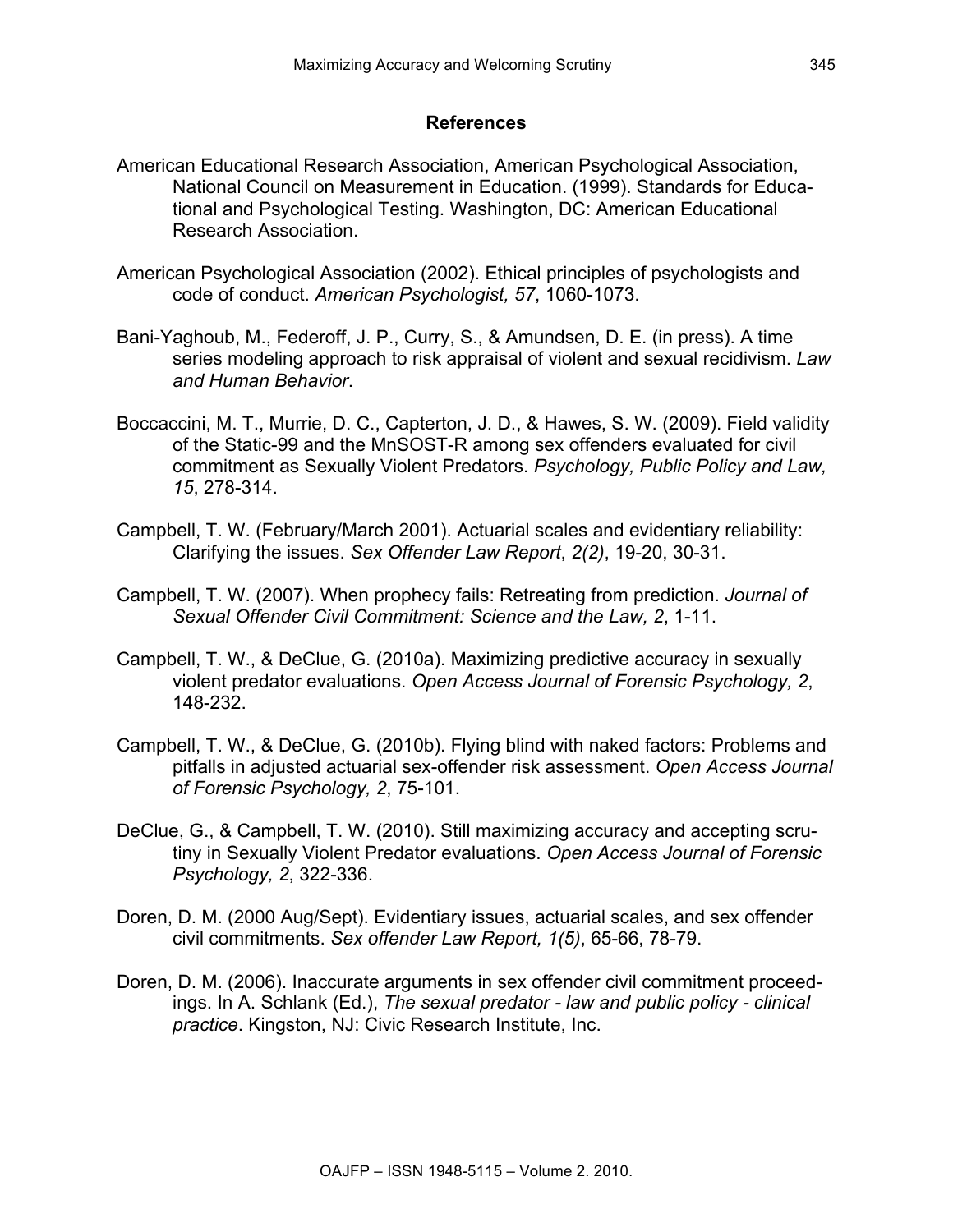## References

American Educational Research Association, American Psychological Association, National Council on Measurement in Education. (1999). Standards for Educational and Psychological Testing. Washington, DC: American Educational Research Association.

American Psychological Association (2002). Ethical principles of psychologists and code of conduct. *American Psychologist, 57*, 1060-1073.

Bani-Yaghoub, M., Federoff, J. P., Curry, S., & Amundsen, D. E. (in press). A time series modeling approach to risk appraisal of violent and sexual recidivism. *Law and Human Behavior*.

Boccaccini, M. T., Murrie, D. C., Capterton, J. D., & Hawes, S. W. (2009). Field validity of the Static-99 and the MnSOST-R among sex offenders evaluated for civil commitment as Sexually Violent Predators. *Psychology, Public Policy and Law, 15*, 278-314.

Campbell, T. W. (February/March 2001). Actuarial scales and evidentiary reliability: Clarifying the issues. *Sex Offender Law Report*, *2(2)*, 19-20, 30-31.

Campbell, T. W. (2007). When prophecy fails: Retreating from prediction. *Journal of Sexual Offender Civil Commitment: Science and the Law, 2*, 1-11.

Campbell, T. W., & DeClue, G. (2010a). Maximizing predictive accuracy in sexually violent predator evaluations. *Open Access Journal of Forensic Psychology, 2*, 148-232.

Campbell, T. W., & DeClue, G. (2010b). Flying blind with naked factors: Problems and pitfalls in adjusted actuarial sex-offender risk assessment. *Open Access Journal of Forensic Psychology, 2*, 75-101.

DeClue, G., & Campbell, T. W. (2010). Still maximizing accuracy and accepting scrutiny in Sexually Violent Predator evaluations. *Open Access Journal of Forensic Psychology, 2*, 322-336.

Doren, D. M. (2000 Aug/Sept). Evidentiary issues, actuarial scales, and sex offender civil commitments. *Sex offender Law Report, 1(5)*, 65-66, 78-79.

Doren, D. M. (2006). Inaccurate arguments in sex offender civil commitment proceedings. In A. Schlank (Ed.), *The sexual predator - law and public policy - clinical practice*. Kingston, NJ: Civic Research Institute, Inc.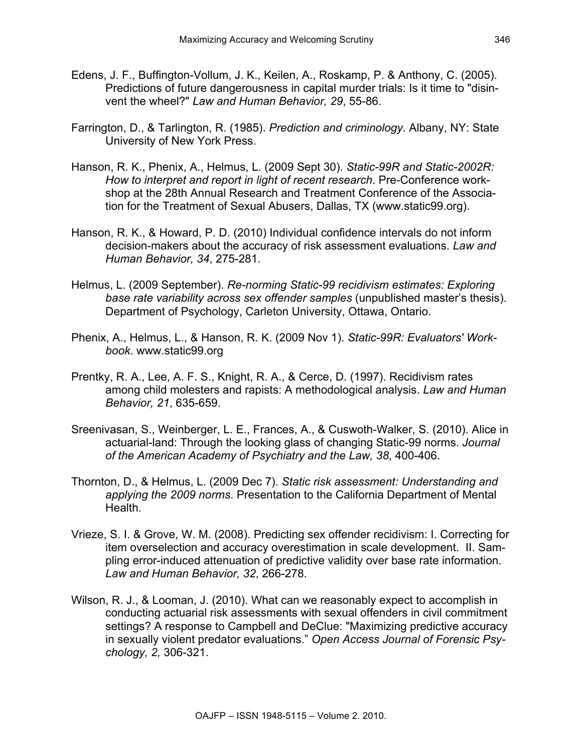Edens, J. F., Buffington-Vollum, J. K., Keilen, A., Roskamp, P. & Anthony, C. (2005). Predictions of future dangerousness in capital murder trials: Is it time to "disinvent the wheel?" *Law and Human Behavior, 29*, 55-86.

Farrington, D., & Tarlington, R. (1985). *Prediction and criminology*. Albany, NY: State University of New York Press.

Hanson, R. K., Phenix, A., Helmus, L. (2009 Sept 30). *Static-99R and Static-2002R: How to interpret and report in light of recent research*. Pre-Conference workshop at the 28th Annual Research and Treatment Conference of the Association for the Treatment of Sexual Abusers, Dallas, TX (www.static99.org).

Hanson, R. K., & Howard, P. D. (2010) Individual confidence intervals do not inform decision-makers about the accuracy of risk assessment evaluations. *Law and Human Behavior, 34*, 275-281.

Helmus, L. (2009 September). *Re-norming Static-99 recidivism estimates: Exploring base rate variability across sex offender samples* (unpublished master's thesis). Department of Psychology, Carleton University, Ottawa, Ontario.

Phenix, A., Helmus, L., & Hanson, R. K. (2009 Nov 1). *Static-99R: Evaluators' Workbook*. www.static99.org

Prentky, R. A., Lee, A. F. S., Knight, R. A., & Cerce, D. (1997). Recidivism rates among child molesters and rapists: A methodological analysis. *Law and Human Behavior, 21*, 635-659.

Sreenivasan, S., Weinberger, L. E., Frances, A., & Cuswoth-Walker, S. (2010). Alice in actuarial-land: Through the looking glass of changing Static-99 norms. *Journal of the American Academy of Psychiatry and the Law, 38*, 400-406.

Thornton, D., & Helmus, L. (2009 Dec 7). *Static risk assessment: Understanding and applying the 2009 norms*. Presentation to the California Department of Mental Health.

Vrieze, S. I. & Grove, W. M. (2008). Predicting sex offender recidivism: I. Correcting for item overselection and accuracy overestimation in scale development. II. Sampling error-induced attenuation of predictive validity over base rate information. *Law and Human Behavior, 32*, 266-278.

Wilson, R. J., & Looman, J. (2010). What can we reasonably expect to accomplish in conducting actuarial risk assessments with sexual offenders in civil commitment settings? A response to Campbell and DeClue: "Maximizing predictive accuracy in sexually violent predator evaluations." *Open Access Journal of Forensic Psychology, 2,* 306-321.